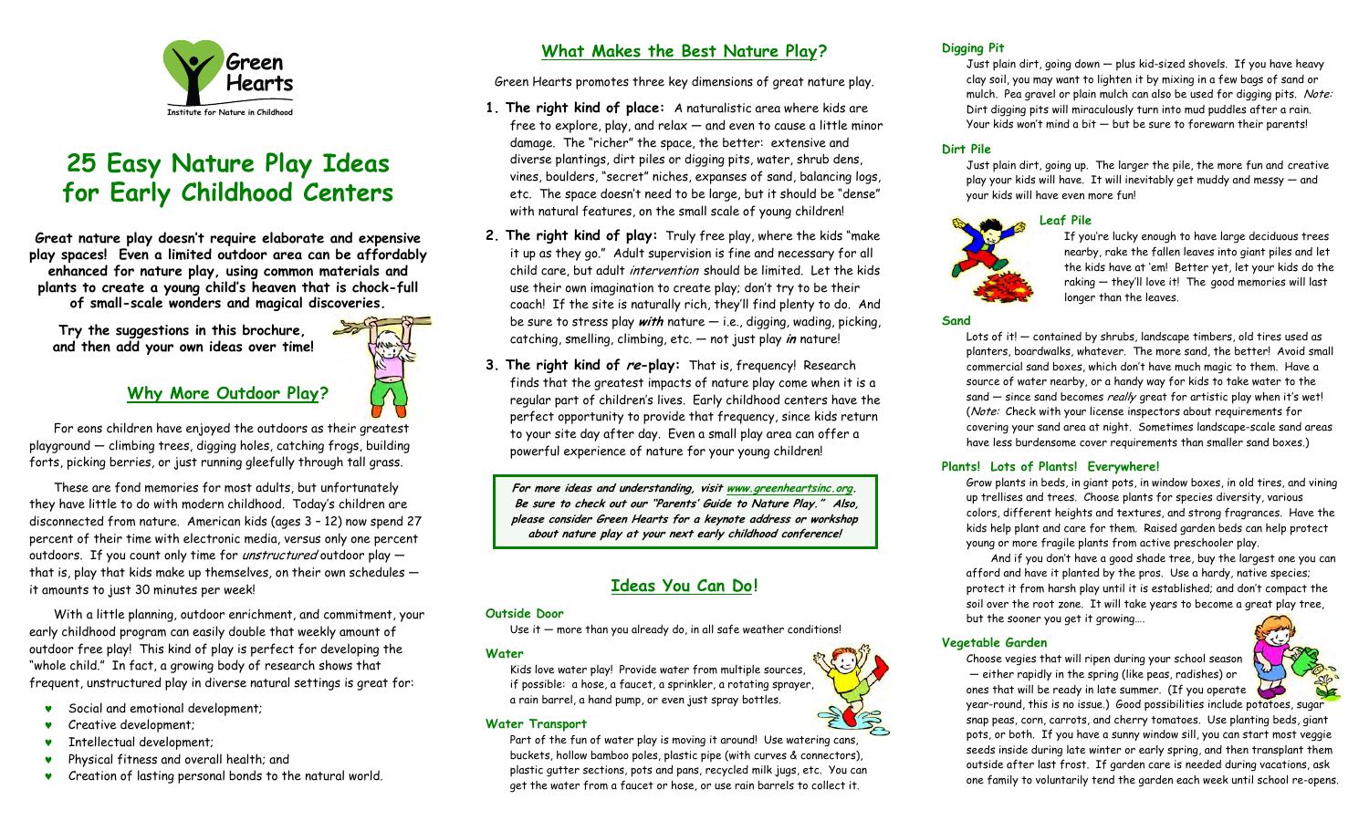Green Hearts

Institute for Nature in Childhood

# 25 Easy Nature Play Ideas for Early Childhood Centers

**Great nature play doesn't require elaborate and expensive play spaces! Even a limited outdoor area can be affordably enhanced for nature play, using common materials and plants to create a young child's heaven that is chock-full of small-scale wonders and magical discoveries.**

**Try the suggestions in this brochure, and then add your own ideas over time!**

## Why More Outdoor Play?

For eons children have enjoyed the outdoors as their greatest playground — climbing trees, digging holes, catching frogs, building forts, picking berries, or just running gleefully through tall grass.

These are fond memories for most adults, but unfortunately they have little to do with modern childhood. Today's children are disconnected from nature. American kids (ages 3 – 12) now spend 27 percent of their time with electronic media, versus only one percent outdoors. If you count only time for *unstructured* outdoor play — that is, play that kids make up themselves, on their own schedules — it amounts to just 30 minutes per week!

With a little planning, outdoor enrichment, and commitment, your early childhood program can easily double that weekly amount of outdoor free play! This kind of play is perfect for developing the "whole child." In fact, a growing body of research shows that frequent, unstructured play in diverse natural settings is great for:

- Social and emotional development;
- Creative development;
- Intellectual development;
- Physical fitness and overall health; and
- Creation of lasting personal bonds to the natural world.

## What Makes the Best Nature Play?

Green Hearts promotes three key dimensions of great nature play.

1. **The right kind of place:** A naturalistic area where kids are free to explore, play, and relax — and even to cause a little minor damage. The "richer" the space, the better: extensive and diverse plantings, dirt piles or digging pits, water, shrub dens, vines, boulders, "secret" niches, expanses of sand, balancing logs, etc. The space doesn't need to be large, but it should be "dense" with natural features, on the small scale of young children!
2. **The right kind of play:** Truly free play, where the kids "make it up as they go." Adult supervision is fine and necessary for all child care, but adult *intervention* should be limited. Let the kids use their own imagination to create play; don't try to be their coach! If the site is naturally rich, they'll find plenty to do. And be sure to stress play ***with*** nature — i.e., digging, wading, picking, catching, smelling, climbing, etc. — not just play ***in*** nature!
3. **The right kind of *re*-play:** That is, frequency! Research finds that the greatest impacts of nature play come when it is a regular part of children's lives. Early childhood centers have the perfect opportunity to provide that frequency, since kids return to your site day after day. Even a small play area can offer a powerful experience of nature for your young children!

***For more ideas and understanding, visit www.greenheartsinc.org. Be sure to check out our "Parents' Guide to Nature Play." Also, please consider Green Hearts for a keynote address or workshop about nature play at your next early childhood conference!***

## Ideas You Can Do!

### Outside Door

Use it — more than you already do, in all safe weather conditions!

### Water

Kids love water play! Provide water from multiple sources, if possible: a hose, a faucet, a sprinkler, a rotating sprayer, a rain barrel, a hand pump, or even just spray bottles.

### Water Transport

Part of the fun of water play is moving it around! Use watering cans, buckets, hollow bamboo poles, plastic pipe (with curves & connectors), plastic gutter sections, pots and pans, recycled milk jugs, etc. You can get the water from a faucet or hose, or use rain barrels to collect it.

### Digging Pit

Just plain dirt, going down — plus kid-sized shovels. If you have heavy clay soil, you may want to lighten it by mixing in a few bags of sand or mulch. Pea gravel or plain mulch can also be used for digging pits. *Note:* Dirt digging pits will miraculously turn into mud puddles after a rain. Your kids won't mind a bit — but be sure to forewarn their parents!

### Dirt Pile

Just plain dirt, going up. The larger the pile, the more fun and creative play your kids will have. It will inevitably get muddy and messy — and your kids will have even more fun!

### Leaf Pile

If you're lucky enough to have large deciduous trees nearby, rake the fallen leaves into giant piles and let the kids have at 'em! Better yet, let your kids do the raking — they'll love it! The good memories will last longer than the leaves.

### Sand

Lots of it! — contained by shrubs, landscape timbers, old tires used as planters, boardwalks, whatever. The more sand, the better! Avoid small commercial sand boxes, which don't have much magic to them. Have a source of water nearby, or a handy way for kids to take water to the sand — since sand becomes *really* great for artistic play when it's wet! (*Note:* Check with your license inspectors about requirements for covering your sand area at night. Sometimes landscape-scale sand areas have less burdensome cover requirements than smaller sand boxes.)

### Plants! Lots of Plants! Everywhere!

Grow plants in beds, in giant pots, in window boxes, in old tires, and vining up trellises and trees. Choose plants for species diversity, various colors, different heights and textures, and strong fragrances. Have the kids help plant and care for them. Raised garden beds can help protect young or more fragile plants from active preschool play.

And if you don't have a good shade tree, buy the largest one you can afford and have it planted by the pros. Use a hardy, native species; protect it from harsh play until it is established; and don't compact the soil over the root zone. It will take years to become a great play tree, but the sooner you get it growing….

### Vegetable Garden

Choose vegies that will ripen during your school season — either rapidly in the spring (like peas, radishes) or ones that will be ready in late summer. (If you operate year-round, this is no issue.) Good possibilities include potatoes, sugar snap peas, corn, carrots, and cherry tomatoes. Use planting beds, giant pots, or both. If you have a sunny window sill, you can start most veggie seeds inside during late winter or early spring, and then transplant them outside after last frost. If garden care is needed during vacations, ask one family to voluntarily tend the garden each week until school re-opens.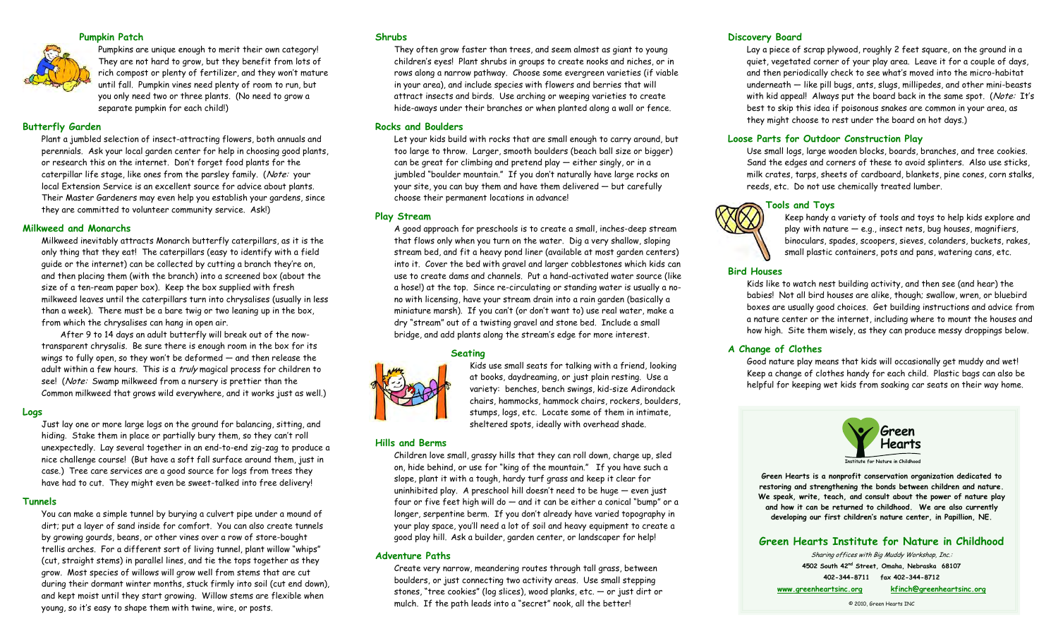## Pumpkin Patch

Pumpkins are unique enough to merit their own category! They are not hard to grow, but they benefit from lots of rich compost or plenty of fertilizer, and they won't mature until fall. Pumpkin vines need plenty of room to run, but you only need two or three plants. (No need to grow a separate pumpkin for each child!)

## Butterfly Garden

Plant a jumbled selection of insect-attracting flowers, both annuals and perennials. Ask your local garden center for help in choosing good plants, or research this on the internet. Don't forget food plants for the caterpillar life stage, like ones from the parsley family. (*Note:* your local Extension Service is an excellent source for advice about plants. Their Master Gardeners may even help you establish your gardens, since they are committed to volunteer community service. Ask!)

## Milkweed and Monarchs

Milkweed inevitably attracts Monarch butterfly caterpillars, as it is the only thing that they eat! The caterpillars (easy to identify with a field guide or the internet) can be collected by cutting a branch they're on, and then placing them (with the branch) into a screened box (about the size of a ten-ream paper box). Keep the box supplied with fresh milkweed leaves until the caterpillars turn into chrysalises (usually in less than a week). There must be a bare twig or two leaning up in the box, from which the chrysalises can hang in open air.

After 9 to 14 days an adult butterfly will break out of the now-transparent chrysalis. Be sure there is enough room in the box for its wings to fully open, so they won't be deformed — and then release the adult within a few hours. This is a *truly* magical process for children to see! (*Note:* Swamp milkweed from a nursery is prettier than the Common milkweed that grows wild everywhere, and it works just as well.)

## Logs

Just lay one or more large logs on the ground for balancing, sitting, and hiding. Stake them in place or partially bury them, so they can't roll unexpectedly. Lay several together in an end-to-end zig-zag to produce a nice challenge course! (But have a soft fall surface around them, just in case.) Tree care services are a good source for logs from trees they have had to cut. They might even be sweet-talked into free delivery!

## Tunnels

You can make a simple tunnel by burying a culvert pipe under a mound of dirt; put a layer of sand inside for comfort. You can also create tunnels by growing gourds, beans, or other vines over a row of store-bought trellis arches. For a different sort of living tunnel, plant willow "whips" (cut, straight stems) in parallel lines, and tie the tops together as they grow. Most species of willows will grow well from stems that are cut during their dormant winter months, stuck firmly into soil (cut end down), and kept moist until they start growing. Willow stems are flexible when young, so it's easy to shape them with twine, wire, or posts.

## Shrubs

They often grow faster than trees, and seem almost as giant to young children's eyes! Plant shrubs in groups to create nooks and niches, or in rows along a narrow pathway. Choose some evergreen varieties (if viable in your area), and include species with flowers and berries that will attract insects and birds. Use arching or weeping varieties to create hide-aways under their branches or when planted along a wall or fence.

## Rocks and Boulders

Let your kids build with rocks that are small enough to carry around, but too large to throw. Larger, smooth boulders (beach ball size or bigger) can be great for climbing and pretend play — either singly, or in a jumbled "boulder mountain." If you don't naturally have large rocks on your site, you can buy them and have them delivered — but carefully choose their permanent locations in advance!

## Play Stream

A good approach for preschools is to create a small, inches-deep stream that flows only when you turn on the water. Dig a very shallow, sloping stream bed, and fit a heavy pond liner (available at most garden centers) into it. Cover the bed with gravel and larger cobblestones which kids can use to create dams and channels. Put a hand-activated water source (like a hose!) at the top. Since re-circulating or standing water is usually a no-no with licensing, have your stream drain into a rain garden (basically a miniature marsh). If you can't (or don't want to) use real water, make a dry "stream" out of a twisting gravel and stone bed. Include a small bridge, and add plants along the stream's edge for more interest.

## Seating

Kids use small seats for talking with a friend, looking at books, daydreaming, or just plain resting. Use a variety: benches, bench swings, kid-size Adirondack chairs, hammocks, hammock chairs, rockers, boulders, stumps, logs, etc. Locate some of them in intimate, sheltered spots, ideally with overhead shade.

## Hills and Berms

Children love small, grassy hills that they can roll down, charge up, sled on, hide behind, or use for "king of the mountain." If you have such a slope, plant it with a tough, hardy turf grass and keep it clear for uninhibited play. A preschool hill doesn't need to be huge — even just four or five feet high will do — and it can be either a conical "bump" or a longer, serpentine berm. If you don't already have varied topography in your play space, you'll need a lot of soil and heavy equipment to create a good play hill. Ask a builder, garden center, or landscaper for help!

## Adventure Paths

Create very narrow, meandering routes through tall grass, between boulders, or just connecting two activity areas. Use small stepping stones, "tree cookies" (log slices), wood planks, etc. — or just dirt or mulch. If the path leads into a "secret" nook, all the better!

## Discovery Board

Lay a piece of scrap plywood, roughly 2 feet square, on the ground in a quiet, vegetated corner of your play area. Leave it for a couple of days, and then periodically check to see what's moved into the micro-habitat underneath — like pill bugs, ants, slugs, millipedes, and other mini-beasts with kid appeal! Always put the board back in the same spot. (*Note:* It's best to skip this idea if poisonous snakes are common in your area, as they might choose to rest under the board on hot days.)

## Loose Parts for Outdoor Construction Play

Use small logs, large wooden blocks, boards, branches, and tree cookies. Sand the edges and corners of these to avoid splinters. Also use sticks, milk crates, tarps, sheets of cardboard, blankets, pine cones, corn stalks, reeds, etc. Do not use chemically treated lumber.

## Tools and Toys

Keep handy a variety of tools and toys to help kids explore and play with nature — e.g., insect nets, bug houses, magnifiers, binoculars, spades, scoopers, sieves, colanders, buckets, rakes, small plastic containers, pots and pans, watering cans, etc.

## Bird Houses

Kids like to watch nest building activity, and then see (and hear) the babies! Not all bird houses are alike, though; swallow, wren, or bluebird boxes are usually good choices. Get building instructions and advice from a nature center or the internet, including where to mount the houses and how high. Site them wisely, as they can produce messy droppings below.

## A Change of Clothes

Good nature play means that kids will occasionally get muddy and wet! Keep a change of clothes handy for each child. Plastic bags can also be helpful for keeping wet kids from soaking car seats on their way home.

Green Hearts
Institute for Nature in Childhood

**Green Hearts is a nonprofit conservation organization dedicated to restoring and strengthening the bonds between children and nature. We speak, write, teach, and consult about the power of nature play and how it can be returned to childhood. We are also currently developing our first children's nature center, in Papillion, NE.**

## Green Hearts Institute for Nature in Childhood

*Sharing offices with Big Muddy Workshop, Inc.:*
4502 South 42nd Street, Omaha, Nebraska 68107
402-344-8711 fax 402-344-8712
www.greenheartsinc.org kfinch@greenheartsinc.org

© 2010, Green Hearts INC